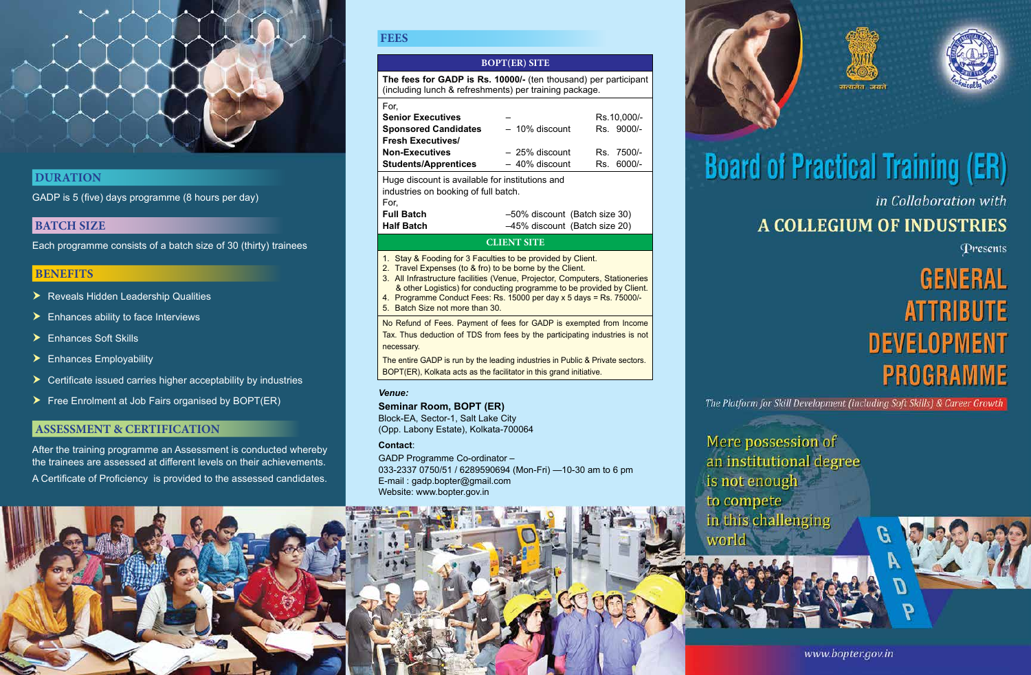# Board of Practical Training (ER)

*in Collaboration with*

## A COLLEGIUM OF INDUSTRIES

*Presents*

# GENERAL ATTRIBUTE DEVELOPMENT PROGRAMME

*The Platform for Skill Development (including Soft Skills) & Career Growth*

Mere possession of an institutional degree is not enough to compete in this challenging world

GADP

www.bopter.gov.in

## DURATION

GADP is 5 (five) days programme (8 hours per day)

## BATCH SIZE

Each programme consists of a batch size of 30 (thirty) trainees

## BENEFITS

- Reveals Hidden Leadership Qualities
- Enhances ability to face Interviews
- Enhances Soft Skills
- Enhances Employability
- Certificate issued carries higher acceptability by industries
- Free Enrolment at Job Fairs organised by BOPT(ER)

## ASSESSMENT & CERTIFICATION

After the training programme an Assessment is conducted whereby the trainees are assessed at different levels on their achievements.

A Certificate of Proficiency is provided to the assessed candidates.

## FEES

### BOPT(ER) SITE

**The fees for GADP is Rs. 10000/-** (ten thousand) per participant (including lunch & refreshments) per training package.

For,

| Category | Discount | Fees |
|---|---|---|
| **Senior Executives** | – | Rs.10,000/- |
| **Sponsored Candidates** | – 10% discount | Rs. 9000/- |
| **Fresh Executives/ Non-Executives** | – 25% discount | Rs. 7500/- |
| **Students/Apprentices** | – 40% discount | Rs. 6000/- |

Huge discount is available for institutions and industries on booking of full batch.

For,

| Batch | Discount |
|---|---|
| **Full Batch** | –50% discount (Batch size 30) |
| **Half Batch** | –45% discount (Batch size 20) |

### CLIENT SITE

1. Stay & Fooding for 3 Faculties to be provided by Client.
2. Travel Expenses (to & fro) to be borne by the Client.
3. All Infrastructure facilities (Venue, Projector, Computers, Stationeries & other Logistics) for conducting programme to be provided by Client.
4. Programme Conduct Fees: Rs. 15000 per day x 5 days = Rs. 75000/-
5. Batch Size not more than 30.

No Refund of Fees. Payment of fees for GADP is exempted from Income Tax. Thus deduction of TDS from fees by the participating industries is not necessary.

The entire GADP is run by the leading industries in Public & Private sectors. BOPT(ER), Kolkata acts as the facilitator in this grand initiative.

***Venue:***

**Seminar Room, BOPT (ER)**
Block-EA, Sector-1, Salt Lake City
(Opp. Labony Estate), Kolkata-700064

**Contact**:

GADP Programme Co-ordinator –
033-2337 0750/51 / 6289590694 (Mon-Fri) —10-30 am to 6 pm
E-mail : gadp.bopter@gmail.com
Website: www.bopter.gov.in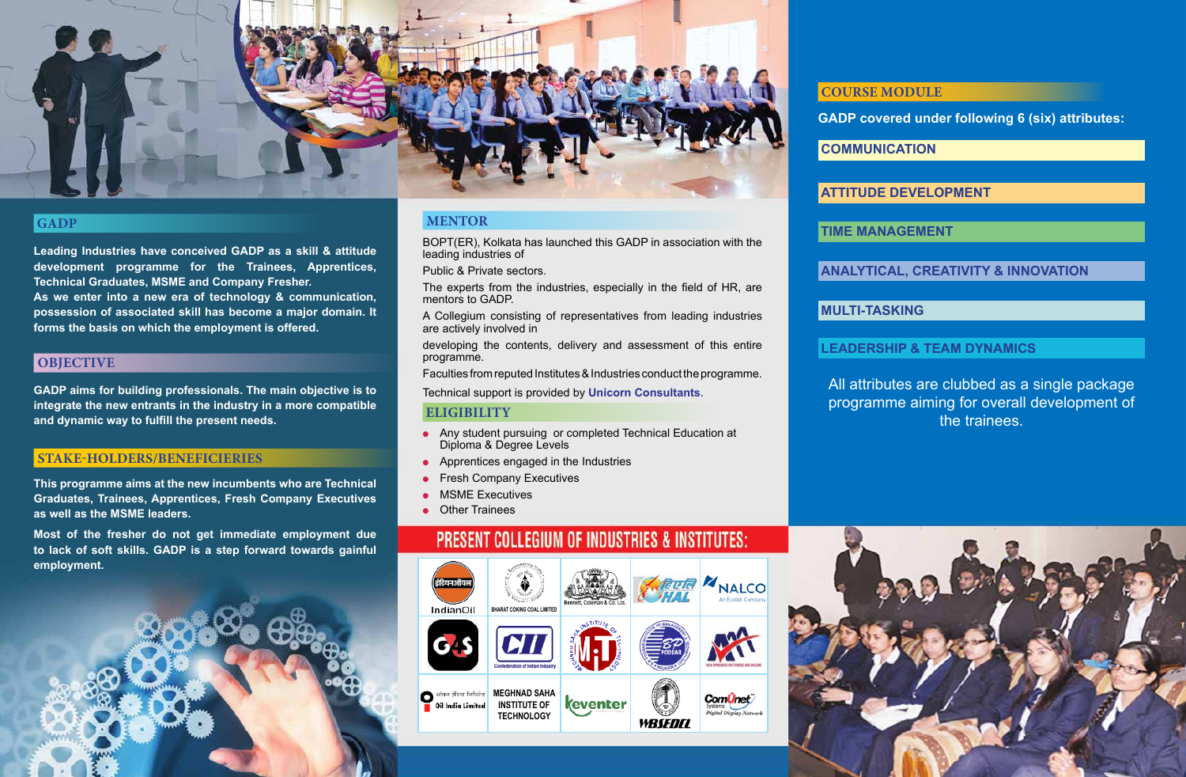## GADP

**Leading Industries have conceived GADP as a skill & attitude development programme for the Trainees, Apprentices, Technical Graduates, MSME and Company Fresher.**
**As we enter into a new era of technology & communication, possession of associated skill has become a major domain. It forms the basis on which the employment is offered.**

## OBJECTIVE

**GADP aims for building professionals. The main objective is to integrate the new entrants in the industry in a more compatible and dynamic way to fulfill the present needs.**

## STAKE-HOLDERS/BENEFICIERIES

**This programme aims at the new incumbents who are Technical Graduates, Trainees, Apprentices, Fresh Company Executives as well as the MSME leaders.**

**Most of the fresher do not get immediate employment due to lack of soft skills. GADP is a step forward towards gainful employment.**

## MENTOR

BOPT(ER), Kolkata has launched this GADP in association with the leading industries of

Public & Private sectors.

The experts from the industries, especially in the field of HR, are mentors to GADP.

A Collegium consisting of representatives from leading industries are actively involved in

developing the contents, delivery and assessment of this entire programme.

Faculties from reputed Institutes & Industries conduct the programme.

Technical support is provided by **Unicorn Consultants**.

## ELIGIBILITY

- Any student pursuing or completed Technical Education at Diploma & Degree Levels
- Apprentices engaged in the Industries
- Fresh Company Executives
- MSME Executives
- Other Trainees

## PRESENT COLLEGIUM OF INDUSTRIES & INSTITUTES:

| | | | | |
|---|---|---|---|---|
| इंडियनऑयल IndianOil | BHARAT COKING COAL LIMITED | Bennett, Coleman & Co. Ltd. | HAL | NALCO |
| G4S | CII Confederation of Indian Industry | MSIT | BP Poddar | |
| ऑयल इंडिया लिमिटेड Oil India Limited | MEGHNAD SAHA INSTITUTE OF TECHNOLOGY | keventer | WBSEDCL | ComUnet Systems Digital Display Network |

## COURSE MODULE

**GADP covered under following 6 (six) attributes:**

- **COMMUNICATION**
- **ATTITUDE DEVELOPMENT**
- **TIME MANAGEMENT**
- **ANALYTICAL, CREATIVITY & INNOVATION**
- **MULTI-TASKING**
- **LEADERSHIP & TEAM DYNAMICS**

All attributes are clubbed as a single package programme aiming for overall development of the trainees.